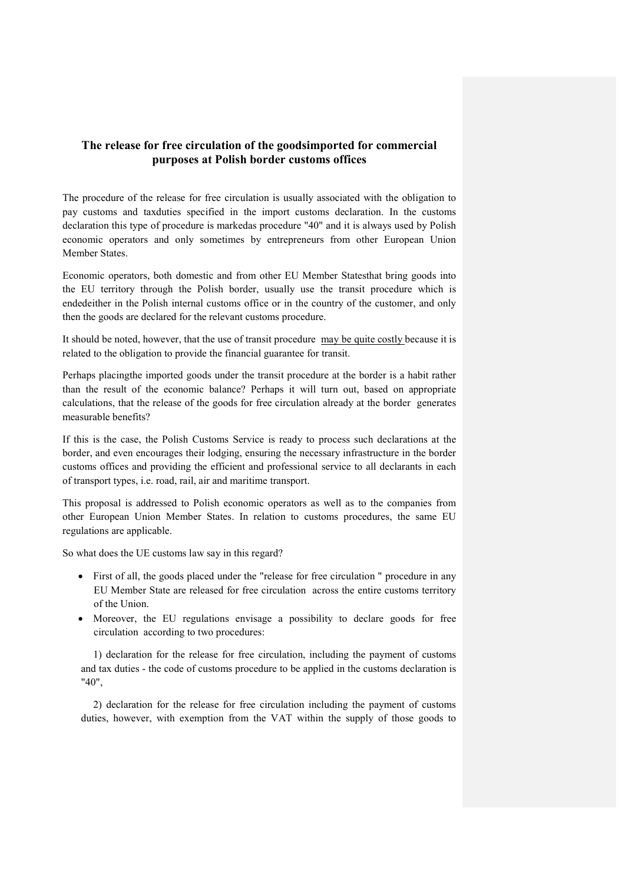# The release for free circulation of the goodsimported for commercial purposes at Polish border customs offices

The procedure of the release for free circulation is usually associated with the obligation to pay customs and taxduties specified in the import customs declaration. In the customs declaration this type of procedure is markedas procedure "40" and it is always used by Polish economic operators and only sometimes by entrepreneurs from other European Union Member States.

Economic operators, both domestic and from other EU Member Statesthat bring goods into the EU territory through the Polish border, usually use the transit procedure which is endedeither in the Polish internal customs office or in the country of the customer, and only then the goods are declared for the relevant customs procedure.

It should be noted, however, that the use of transit procedure may be quite costly because it is related to the obligation to provide the financial guarantee for transit.

Perhaps placingthe imported goods under the transit procedure at the border is a habit rather than the result of the economic balance? Perhaps it will turn out, based on appropriate calculations, that the release of the goods for free circulation already at the border generates measurable benefits?

If this is the case, the Polish Customs Service is ready to process such declarations at the border, and even encourages their lodging, ensuring the necessary infrastructure in the border customs offices and providing the efficient and professional service to all declarants in each of transport types, i.e. road, rail, air and maritime transport.

This proposal is addressed to Polish economic operators as well as to the companies from other European Union Member States. In relation to customs procedures, the same EU regulations are applicable.

So what does the UE customs law say in this regard?

- First of all, the goods placed under the "release for free circulation " procedure in any EU Member State are released for free circulation across the entire customs territory of the Union.
- Moreover, the EU regulations envisage a possibility to declare goods for free circulation according to two procedures:

  1) declaration for the release for free circulation, including the payment of customs and tax duties - the code of customs procedure to be applied in the customs declaration is "40",

  2) declaration for the release for free circulation including the payment of customs duties, however, with exemption from the VAT within the supply of those goods to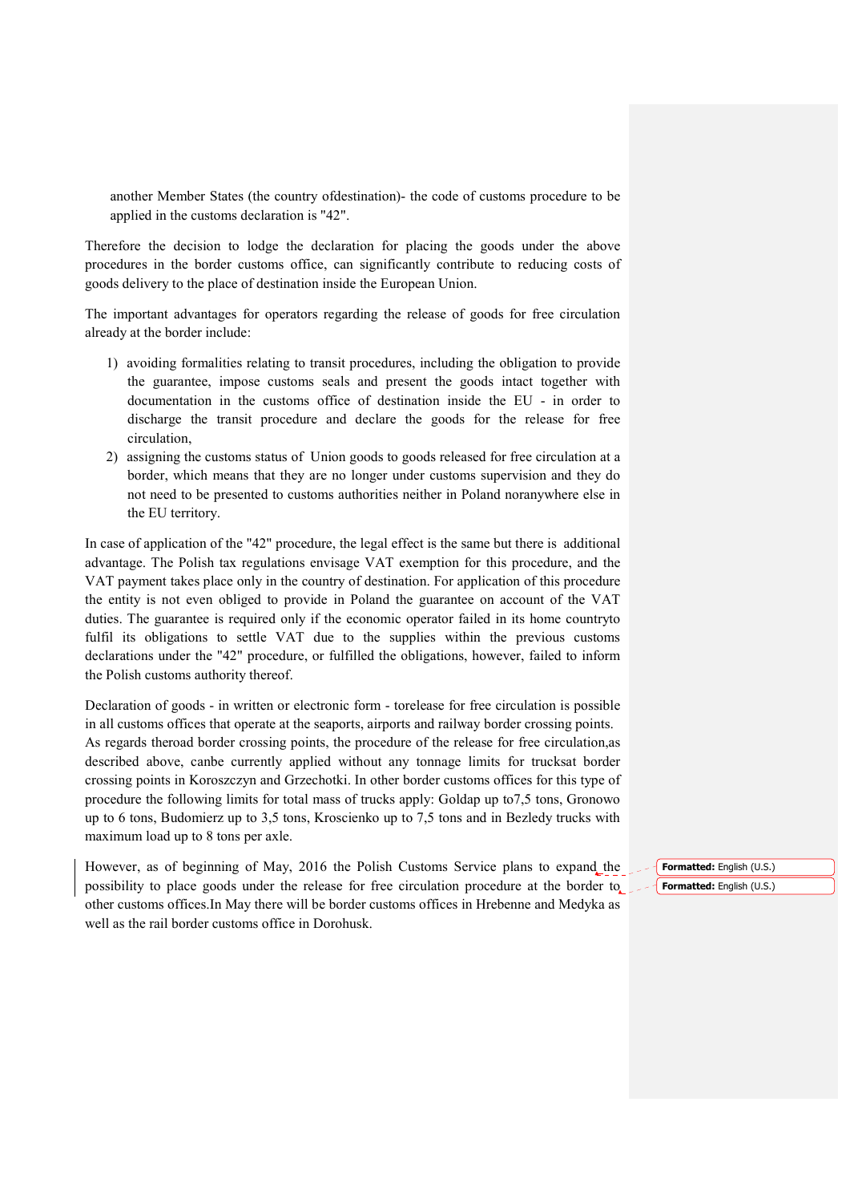another Member States (the country ofdestination)- the code of customs procedure to be applied in the customs declaration is "42".

Therefore the decision to lodge the declaration for placing the goods under the above procedures in the border customs office, can significantly contribute to reducing costs of goods delivery to the place of destination inside the European Union.

The important advantages for operators regarding the release of goods for free circulation already at the border include:

1) avoiding formalities relating to transit procedures, including the obligation to provide the guarantee, impose customs seals and present the goods intact together with documentation in the customs office of destination inside the EU - in order to discharge the transit procedure and declare the goods for the release for free circulation,
2) assigning the customs status of Union goods to goods released for free circulation at a border, which means that they are no longer under customs supervision and they do not need to be presented to customs authorities neither in Poland noranywhere else in the EU territory.

In case of application of the "42" procedure, the legal effect is the same but there is additional advantage. The Polish tax regulations envisage VAT exemption for this procedure, and the VAT payment takes place only in the country of destination. For application of this procedure the entity is not even obliged to provide in Poland the guarantee on account of the VAT duties. The guarantee is required only if the economic operator failed in its home countryto fulfil its obligations to settle VAT due to the supplies within the previous customs declarations under the "42" procedure, or fulfilled the obligations, however, failed to inform the Polish customs authority thereof.

Declaration of goods - in written or electronic form - torelease for free circulation is possible in all customs offices that operate at the seaports, airports and railway border crossing points. As regards theroad border crossing points, the procedure of the release for free circulation,as described above, canbe currently applied without any tonnage limits for trucksat border crossing points in Koroszczyn and Grzechotki. In other border customs offices for this type of procedure the following limits for total mass of trucks apply: Goldap up to7,5 tons, Gronowo up to 6 tons, Budomierz up to 3,5 tons, Kroscienko up to 7,5 tons and in Bezledy trucks with maximum load up to 8 tons per axle.

However, as of beginning of May, 2016 the Polish Customs Service plans to expand the possibility to place goods under the release for free circulation procedure at the border to other customs offices.In May there will be border customs offices in Hrebenne and Medyka as well as the rail border customs office in Dorohusk.